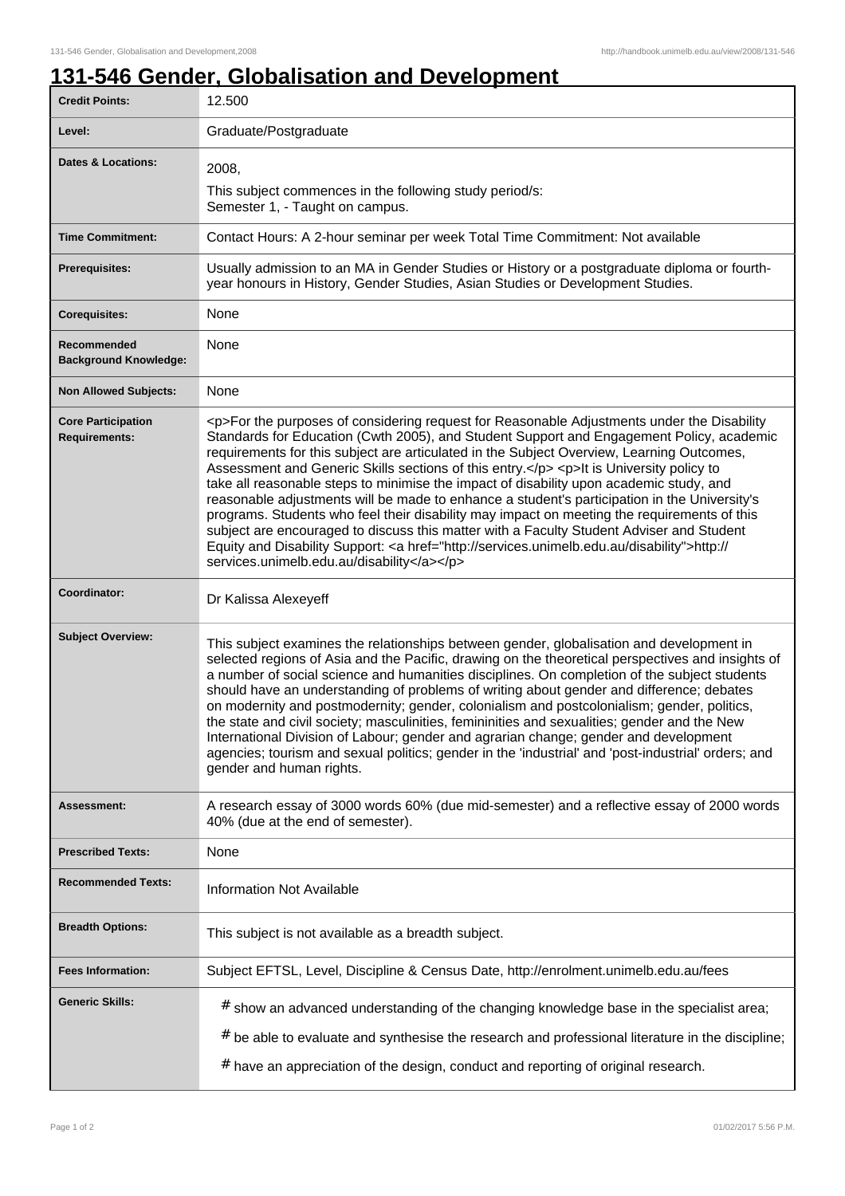# 131-546 Gender, Globalisation and Development

| | |
|---|---|
| **Credit Points:** | 12.500 |
| **Level:** | Graduate/Postgraduate |
| **Dates & Locations:** | 2008,<br>This subject commences in the following study period/s:<br>Semester 1, - Taught on campus. |
| **Time Commitment:** | Contact Hours: A 2-hour seminar per week Total Time Commitment: Not available |
| **Prerequisites:** | Usually admission to an MA in Gender Studies or History or a postgraduate diploma or fourth-year honours in History, Gender Studies, Asian Studies or Development Studies. |
| **Corequisites:** | None |
| **Recommended Background Knowledge:** | None |
| **Non Allowed Subjects:** | None |
| **Core Participation Requirements:** | <p>For the purposes of considering request for Reasonable Adjustments under the Disability Standards for Education (Cwth 2005), and Student Support and Engagement Policy, academic requirements for this subject are articulated in the Subject Overview, Learning Outcomes, Assessment and Generic Skills sections of this entry.</p> <p>It is University policy to take all reasonable steps to minimise the impact of disability upon academic study, and reasonable adjustments will be made to enhance a student's participation in the University's programs. Students who feel their disability may impact on meeting the requirements of this subject are encouraged to discuss this matter with a Faculty Student Adviser and Student Equity and Disability Support: <a href="http://services.unimelb.edu.au/disability">http://services.unimelb.edu.au/disability</a></p> |
| **Coordinator:** | Dr Kalissa Alexeyeff |
| **Subject Overview:** | This subject examines the relationships between gender, globalisation and development in selected regions of Asia and the Pacific, drawing on the theoretical perspectives and insights of a number of social science and humanities disciplines. On completion of the subject students should have an understanding of problems of writing about gender and difference; debates on modernity and postmodernity; gender, colonialism and postcolonialism; gender, politics, the state and civil society; masculinities, femininities and sexualities; gender and the New International Division of Labour; gender and agrarian change; gender and development agencies; tourism and sexual politics; gender in the 'industrial' and 'post-industrial' orders; and gender and human rights. |
| **Assessment:** | A research essay of 3000 words 60% (due mid-semester) and a reflective essay of 2000 words 40% (due at the end of semester). |
| **Prescribed Texts:** | None |
| **Recommended Texts:** | Information Not Available |
| **Breadth Options:** | This subject is not available as a breadth subject. |
| **Fees Information:** | Subject EFTSL, Level, Discipline & Census Date, http://enrolment.unimelb.edu.au/fees |
| **Generic Skills:** | # show an advanced understanding of the changing knowledge base in the specialist area;<br># be able to evaluate and synthesise the research and professional literature in the discipline;<br># have an appreciation of the design, conduct and reporting of original research. |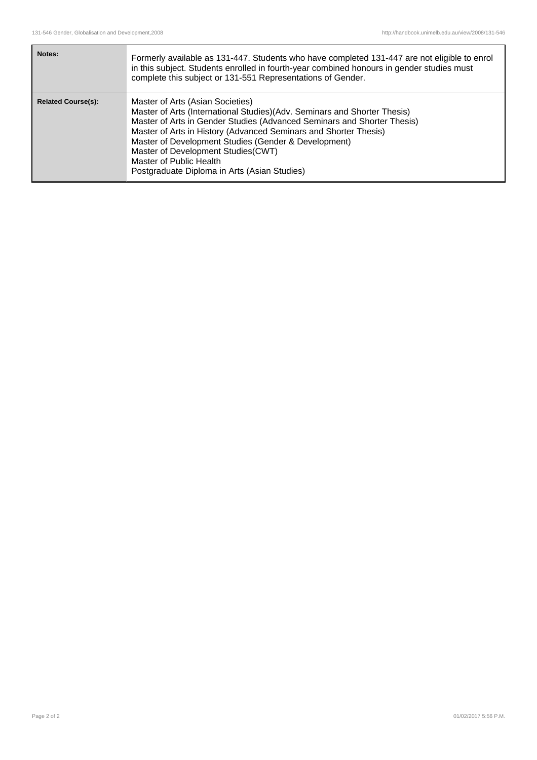| | |
|---|---|
| **Notes:** | Formerly available as 131-447. Students who have completed 131-447 are not eligible to enrol in this subject. Students enrolled in fourth-year combined honours in gender studies must complete this subject or 131-551 Representations of Gender. |
| **Related Course(s):** | Master of Arts (Asian Societies)<br>Master of Arts (International Studies)(Adv. Seminars and Shorter Thesis)<br>Master of Arts in Gender Studies (Advanced Seminars and Shorter Thesis)<br>Master of Arts in History (Advanced Seminars and Shorter Thesis)<br>Master of Development Studies (Gender & Development)<br>Master of Development Studies(CWT)<br>Master of Public Health<br>Postgraduate Diploma in Arts (Asian Studies) |